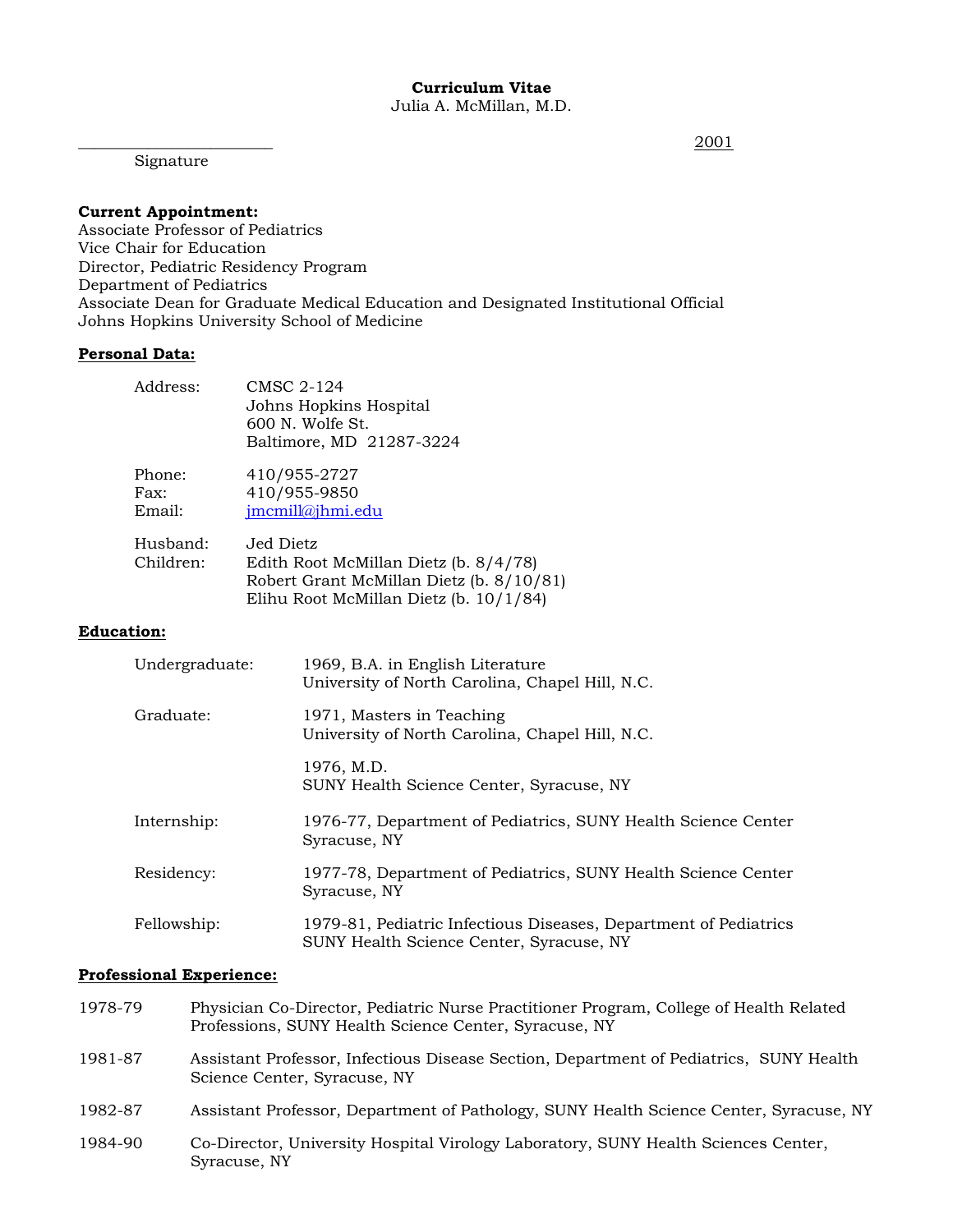# Curriculum Vitae

Julia A. McMillan, M.D.

_______________________ 2001

Signature

**Current Appointment:**

Associate Professor of Pediatrics
Vice Chair for Education
Director, Pediatric Residency Program
Department of Pediatrics
Associate Dean for Graduate Medical Education and Designated Institutional Official
Johns Hopkins University School of Medicine

## Personal Data:

Address: CMSC 2-124
Johns Hopkins Hospital
600 N. Wolfe St.
Baltimore, MD 21287-3224

Phone: 410/955-2727
Fax: 410/955-9850
Email: jmcmill@jhmi.edu

Husband: Jed Dietz
Children: Edith Root McMillan Dietz (b. 8/4/78)
Robert Grant McMillan Dietz (b. 8/10/81)
Elihu Root McMillan Dietz (b. 10/1/84)

## Education:

Undergraduate: 1969, B.A. in English Literature
University of North Carolina, Chapel Hill, N.C.

Graduate: 1971, Masters in Teaching
University of North Carolina, Chapel Hill, N.C.

1976, M.D.
SUNY Health Science Center, Syracuse, NY

Internship: 1976-77, Department of Pediatrics, SUNY Health Science Center
Syracuse, NY

Residency: 1977-78, Department of Pediatrics, SUNY Health Science Center
Syracuse, NY

Fellowship: 1979-81, Pediatric Infectious Diseases, Department of Pediatrics
SUNY Health Science Center, Syracuse, NY

## Professional Experience:

1978-79 Physician Co-Director, Pediatric Nurse Practitioner Program, College of Health Related Professions, SUNY Health Science Center, Syracuse, NY

1981-87 Assistant Professor, Infectious Disease Section, Department of Pediatrics, SUNY Health Science Center, Syracuse, NY

1982-87 Assistant Professor, Department of Pathology, SUNY Health Science Center, Syracuse, NY

1984-90 Co-Director, University Hospital Virology Laboratory, SUNY Health Sciences Center, Syracuse, NY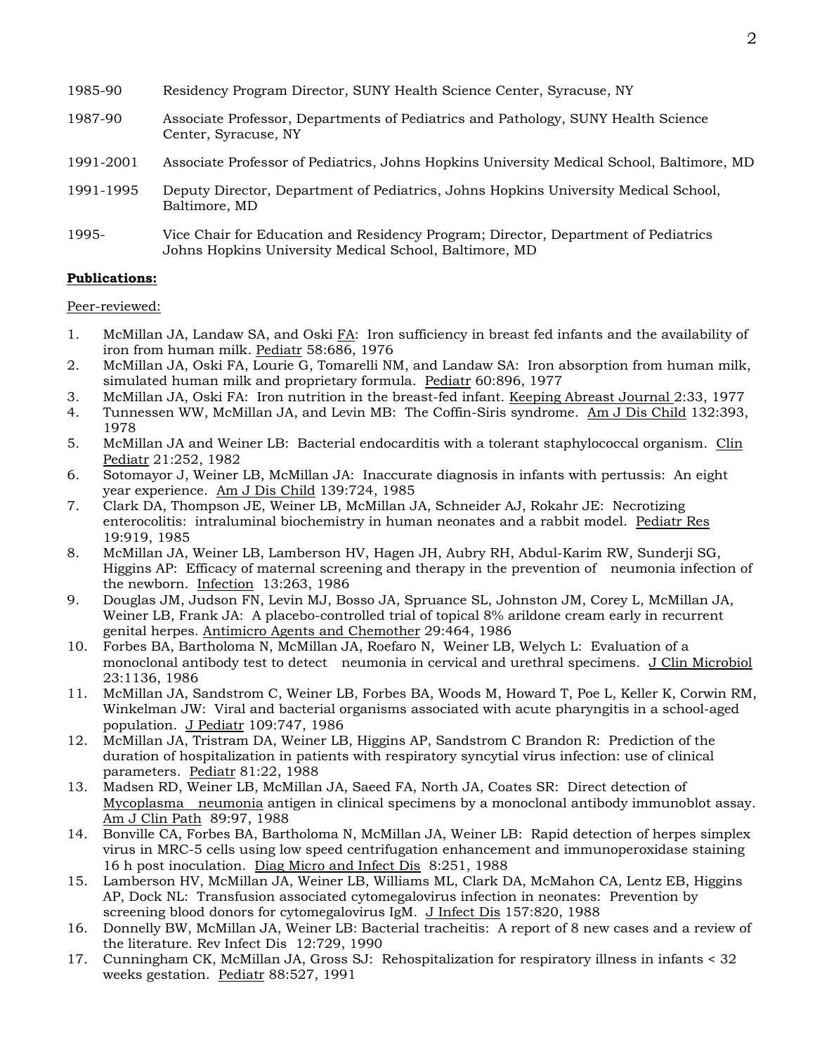1985-90 Residency Program Director, SUNY Health Science Center, Syracuse, NY

1987-90 Associate Professor, Departments of Pediatrics and Pathology, SUNY Health Science Center, Syracuse, NY

1991-2001 Associate Professor of Pediatrics, Johns Hopkins University Medical School, Baltimore, MD

1991-1995 Deputy Director, Department of Pediatrics, Johns Hopkins University Medical School, Baltimore, MD

1995- Vice Chair for Education and Residency Program; Director, Department of Pediatrics Johns Hopkins University Medical School, Baltimore, MD

**Publications:**

Peer-reviewed:

1. McMillan JA, Landaw SA, and Oski FA: Iron sufficiency in breast fed infants and the availability of iron from human milk. Pediatr 58:686, 1976
2. McMillan JA, Oski FA, Lourie G, Tomarelli NM, and Landaw SA: Iron absorption from human milk, simulated human milk and proprietary formula. Pediatr 60:896, 1977
3. McMillan JA, Oski FA: Iron nutrition in the breast-fed infant. Keeping Abreast Journal 2:33, 1977
4. Tunnessen WW, McMillan JA, and Levin MB: The Coffin-Siris syndrome. Am J Dis Child 132:393, 1978
5. McMillan JA and Weiner LB: Bacterial endocarditis with a tolerant staphylococcal organism. Clin Pediatr 21:252, 1982
6. Sotomayor J, Weiner LB, McMillan JA: Inaccurate diagnosis in infants with pertussis: An eight year experience. Am J Dis Child 139:724, 1985
7. Clark DA, Thompson JE, Weiner LB, McMillan JA, Schneider AJ, Rokahr JE: Necrotizing enterocolitis: intraluminal biochemistry in human neonates and a rabbit model. Pediatr Res 19:919, 1985
8. McMillan JA, Weiner LB, Lamberson HV, Hagen JH, Aubry RH, Abdul-Karim RW, Sunderji SG, Higgins AP: Efficacy of maternal screening and therapy in the prevention of neumonia infection of the newborn. Infection 13:263, 1986
9. Douglas JM, Judson FN, Levin MJ, Bosso JA, Spruance SL, Johnston JM, Corey L, McMillan JA, Weiner LB, Frank JA: A placebo-controlled trial of topical 8% arildone cream early in recurrent genital herpes. Antimicro Agents and Chemother 29:464, 1986
10. Forbes BA, Bartholoma N, McMillan JA, Roefaro N, Weiner LB, Welych L: Evaluation of a monoclonal antibody test to detect neumonia in cervical and urethral specimens. J Clin Microbiol 23:1136, 1986
11. McMillan JA, Sandstrom C, Weiner LB, Forbes BA, Woods M, Howard T, Poe L, Keller K, Corwin RM, Winkelman JW: Viral and bacterial organisms associated with acute pharyngitis in a school-aged population. J Pediatr 109:747, 1986
12. McMillan JA, Tristram DA, Weiner LB, Higgins AP, Sandstrom C Brandon R: Prediction of the duration of hospitalization in patients with respiratory syncytial virus infection: use of clinical parameters. Pediatr 81:22, 1988
13. Madsen RD, Weiner LB, McMillan JA, Saeed FA, North JA, Coates SR: Direct detection of Mycoplasma neumonia antigen in clinical specimens by a monoclonal antibody immunoblot assay. Am J Clin Path 89:97, 1988
14. Bonville CA, Forbes BA, Bartholoma N, McMillan JA, Weiner LB: Rapid detection of herpes simplex virus in MRC-5 cells using low speed centrifugation enhancement and immunoperoxidase staining 16 h post inoculation. Diag Micro and Infect Dis 8:251, 1988
15. Lamberson HV, McMillan JA, Weiner LB, Williams ML, Clark DA, McMahon CA, Lentz EB, Higgins AP, Dock NL: Transfusion associated cytomegalovirus infection in neonates: Prevention by screening blood donors for cytomegalovirus IgM. J Infect Dis 157:820, 1988
16. Donnelly BW, McMillan JA, Weiner LB: Bacterial tracheitis: A report of 8 new cases and a review of the literature. Rev Infect Dis 12:729, 1990
17. Cunningham CK, McMillan JA, Gross SJ: Rehospitalization for respiratory illness in infants < 32 weeks gestation. Pediatr 88:527, 1991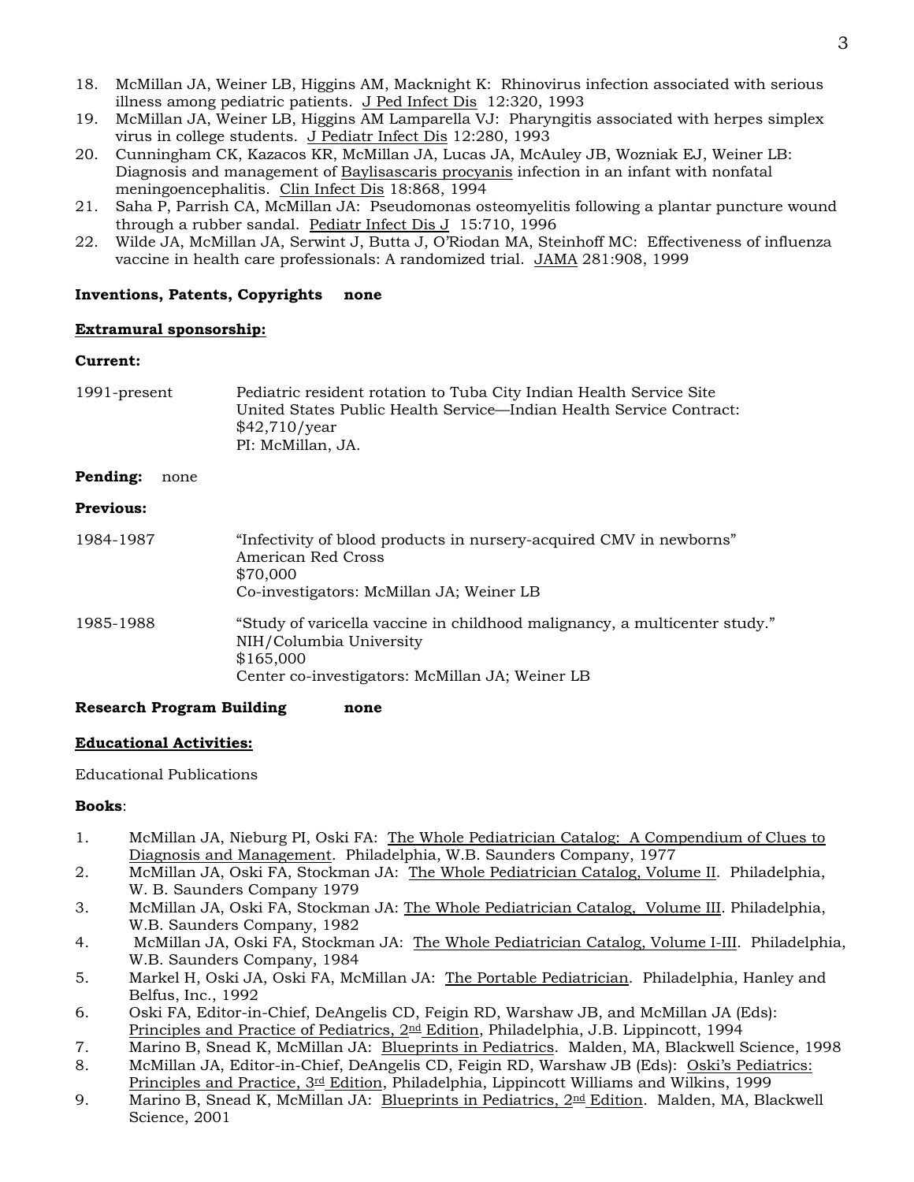18. McMillan JA, Weiner LB, Higgins AM, Macknight K: Rhinovirus infection associated with serious illness among pediatric patients. J Ped Infect Dis 12:320, 1993
19. McMillan JA, Weiner LB, Higgins AM Lamparella VJ: Pharyngitis associated with herpes simplex virus in college students. J Pediatr Infect Dis 12:280, 1993
20. Cunningham CK, Kazacos KR, McMillan JA, Lucas JA, McAuley JB, Wozniak EJ, Weiner LB: Diagnosis and management of Baylisascaris procyanis infection in an infant with nonfatal meningoencephalitis. Clin Infect Dis 18:868, 1994
21. Saha P, Parrish CA, McMillan JA: Pseudomonas osteomyelitis following a plantar puncture wound through a rubber sandal. Pediatr Infect Dis J 15:710, 1996
22. Wilde JA, McMillan JA, Serwint J, Butta J, O'Riodan MA, Steinhoff MC: Effectiveness of influenza vaccine in health care professionals: A randomized trial. JAMA 281:908, 1999

**Inventions, Patents, Copyrights** **none**

**Extramural sponsorship:**

**Current:**

1991-present
Pediatric resident rotation to Tuba City Indian Health Service Site
United States Public Health Service—Indian Health Service Contract: $42,710/year
PI: McMillan, JA.

**Pending:** none

**Previous:**

1984-1987
"Infectivity of blood products in nursery-acquired CMV in newborns"
American Red Cross
$70,000
Co-investigators: McMillan JA; Weiner LB

1985-1988
"Study of varicella vaccine in childhood malignancy, a multicenter study."
NIH/Columbia University
$165,000
Center co-investigators: McMillan JA; Weiner LB

**Research Program Building** **none**

**Educational Activities:**

Educational Publications

**Books**:

1. McMillan JA, Nieburg PI, Oski FA: The Whole Pediatrician Catalog: A Compendium of Clues to Diagnosis and Management. Philadelphia, W.B. Saunders Company, 1977
2. McMillan JA, Oski FA, Stockman JA: The Whole Pediatrician Catalog, Volume II. Philadelphia, W. B. Saunders Company 1979
3. McMillan JA, Oski FA, Stockman JA: The Whole Pediatrician Catalog, Volume III. Philadelphia, W.B. Saunders Company, 1982
4. McMillan JA, Oski FA, Stockman JA: The Whole Pediatrician Catalog, Volume I-III. Philadelphia, W.B. Saunders Company, 1984
5. Markel H, Oski JA, Oski FA, McMillan JA: The Portable Pediatrician. Philadelphia, Hanley and Belfus, Inc., 1992
6. Oski FA, Editor-in-Chief, DeAngelis CD, Feigin RD, Warshaw JB, and McMillan JA (Eds): Principles and Practice of Pediatrics, 2nd Edition, Philadelphia, J.B. Lippincott, 1994
7. Marino B, Snead K, McMillan JA: Blueprints in Pediatrics. Malden, MA, Blackwell Science, 1998
8. McMillan JA, Editor-in-Chief, DeAngelis CD, Feigin RD, Warshaw JB (Eds): Oski's Pediatrics: Principles and Practice, 3rd Edition, Philadelphia, Lippincott Williams and Wilkins, 1999
9. Marino B, Snead K, McMillan JA: Blueprints in Pediatrics, 2nd Edition. Malden, MA, Blackwell Science, 2001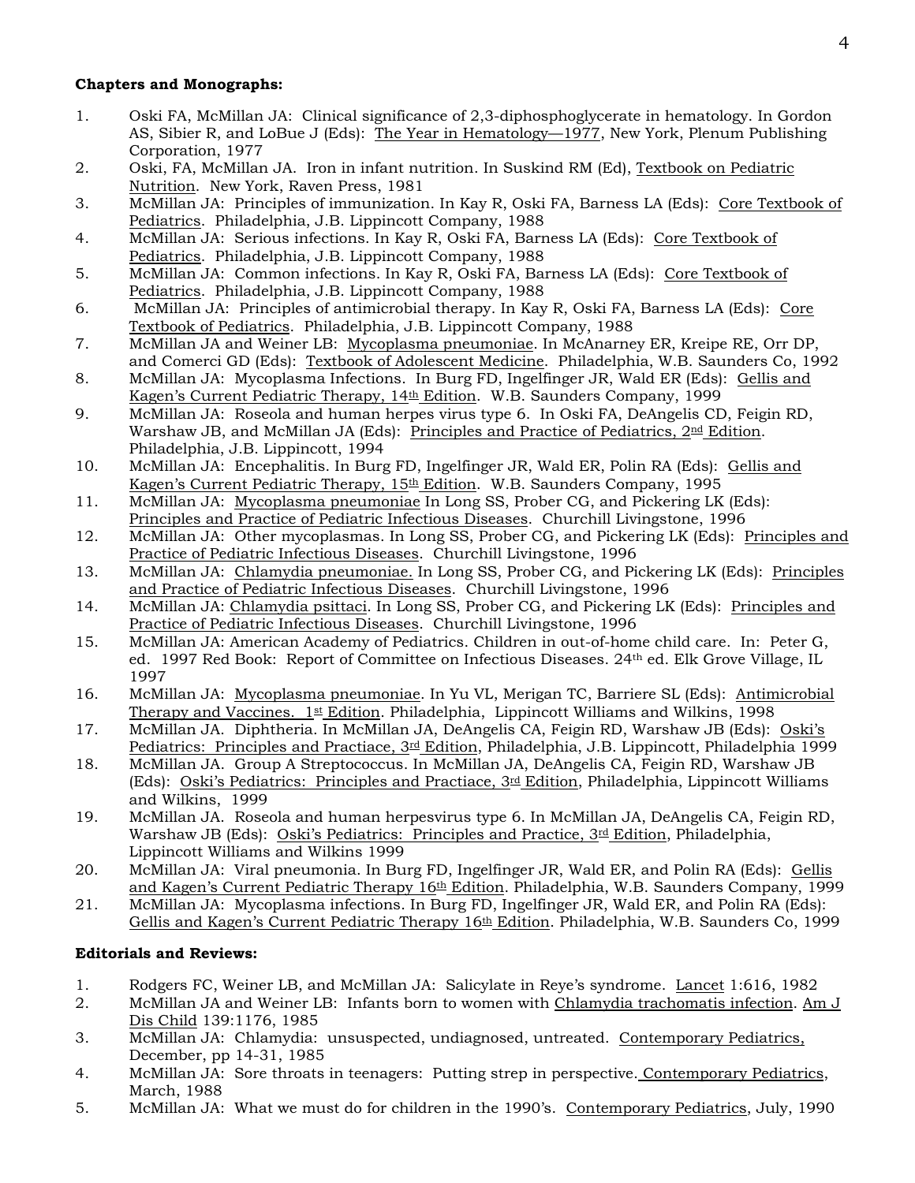**Chapters and Monographs:**

1. Oski FA, McMillan JA: Clinical significance of 2,3-diphosphoglycerate in hematology. In Gordon AS, Sibier R, and LoBue J (Eds): The Year in Hematology—1977, New York, Plenum Publishing Corporation, 1977
2. Oski, FA, McMillan JA. Iron in infant nutrition. In Suskind RM (Ed), Textbook on Pediatric Nutrition. New York, Raven Press, 1981
3. McMillan JA: Principles of immunization. In Kay R, Oski FA, Barness LA (Eds): Core Textbook of Pediatrics. Philadelphia, J.B. Lippincott Company, 1988
4. McMillan JA: Serious infections. In Kay R, Oski FA, Barness LA (Eds): Core Textbook of Pediatrics. Philadelphia, J.B. Lippincott Company, 1988
5. McMillan JA: Common infections. In Kay R, Oski FA, Barness LA (Eds): Core Textbook of Pediatrics. Philadelphia, J.B. Lippincott Company, 1988
6. McMillan JA: Principles of antimicrobial therapy. In Kay R, Oski FA, Barness LA (Eds): Core Textbook of Pediatrics. Philadelphia, J.B. Lippincott Company, 1988
7. McMillan JA and Weiner LB: Mycoplasma pneumoniae. In McAnarney ER, Kreipe RE, Orr DP, and Comerci GD (Eds): Textbook of Adolescent Medicine. Philadelphia, W.B. Saunders Co, 1992
8. McMillan JA: Mycoplasma Infections. In Burg FD, Ingelfinger JR, Wald ER (Eds): Gellis and Kagen's Current Pediatric Therapy, 14th Edition. W.B. Saunders Company, 1999
9. McMillan JA: Roseola and human herpes virus type 6. In Oski FA, DeAngelis CD, Feigin RD, Warshaw JB, and McMillan JA (Eds): Principles and Practice of Pediatrics, 2nd Edition. Philadelphia, J.B. Lippincott, 1994
10. McMillan JA: Encephalitis. In Burg FD, Ingelfinger JR, Wald ER, Polin RA (Eds): Gellis and Kagen's Current Pediatric Therapy, 15th Edition. W.B. Saunders Company, 1995
11. McMillan JA: Mycoplasma pneumoniae In Long SS, Prober CG, and Pickering LK (Eds): Principles and Practice of Pediatric Infectious Diseases. Churchill Livingstone, 1996
12. McMillan JA: Other mycoplasmas. In Long SS, Prober CG, and Pickering LK (Eds): Principles and Practice of Pediatric Infectious Diseases. Churchill Livingstone, 1996
13. McMillan JA: Chlamydia pneumoniae. In Long SS, Prober CG, and Pickering LK (Eds): Principles and Practice of Pediatric Infectious Diseases. Churchill Livingstone, 1996
14. McMillan JA: Chlamydia psittaci. In Long SS, Prober CG, and Pickering LK (Eds): Principles and Practice of Pediatric Infectious Diseases. Churchill Livingstone, 1996
15. McMillan JA: American Academy of Pediatrics. Children in out-of-home child care. In: Peter G, ed. 1997 Red Book: Report of Committee on Infectious Diseases. 24th ed. Elk Grove Village, IL 1997
16. McMillan JA: Mycoplasma pneumoniae. In Yu VL, Merigan TC, Barriere SL (Eds): Antimicrobial Therapy and Vaccines. 1st Edition. Philadelphia, Lippincott Williams and Wilkins, 1998
17. McMillan JA. Diphtheria. In McMillan JA, DeAngelis CA, Feigin RD, Warshaw JB (Eds): Oski's Pediatrics: Principles and Practiace, 3rd Edition, Philadelphia, J.B. Lippincott, Philadelphia 1999
18. McMillan JA. Group A Streptococcus. In McMillan JA, DeAngelis CA, Feigin RD, Warshaw JB (Eds): Oski's Pediatrics: Principles and Practiace, 3rd Edition, Philadelphia, Lippincott Williams and Wilkins, 1999
19. McMillan JA. Roseola and human herpesvirus type 6. In McMillan JA, DeAngelis CA, Feigin RD, Warshaw JB (Eds): Oski's Pediatrics: Principles and Practice, 3rd Edition, Philadelphia, Lippincott Williams and Wilkins 1999
20. McMillan JA: Viral pneumonia. In Burg FD, Ingelfinger JR, Wald ER, and Polin RA (Eds): Gellis and Kagen's Current Pediatric Therapy 16th Edition. Philadelphia, W.B. Saunders Company, 1999
21. McMillan JA: Mycoplasma infections. In Burg FD, Ingelfinger JR, Wald ER, and Polin RA (Eds): Gellis and Kagen's Current Pediatric Therapy 16th Edition. Philadelphia, W.B. Saunders Co, 1999

**Editorials and Reviews:**

1. Rodgers FC, Weiner LB, and McMillan JA: Salicylate in Reye's syndrome. Lancet 1:616, 1982
2. McMillan JA and Weiner LB: Infants born to women with Chlamydia trachomatis infection. Am J Dis Child 139:1176, 1985
3. McMillan JA: Chlamydia: unsuspected, undiagnosed, untreated. Contemporary Pediatrics, December, pp 14-31, 1985
4. McMillan JA: Sore throats in teenagers: Putting strep in perspective. Contemporary Pediatrics, March, 1988
5. McMillan JA: What we must do for children in the 1990's. Contemporary Pediatrics, July, 1990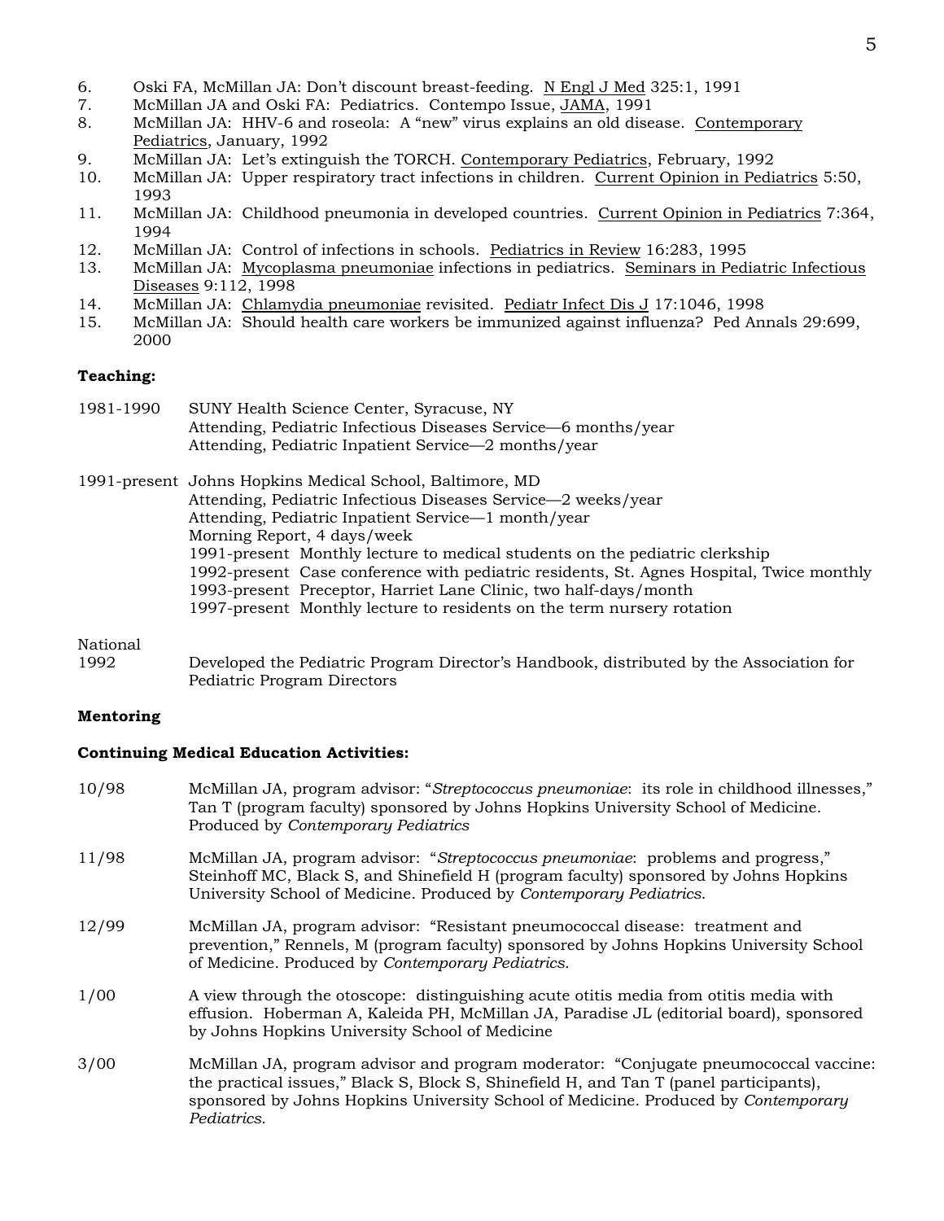6. Oski FA, McMillan JA: Don't discount breast-feeding. N Engl J Med 325:1, 1991
7. McMillan JA and Oski FA: Pediatrics. Contempo Issue, JAMA, 1991
8. McMillan JA: HHV-6 and roseola: A "new" virus explains an old disease. Contemporary Pediatrics, January, 1992
9. McMillan JA: Let's extinguish the TORCH. Contemporary Pediatrics, February, 1992
10. McMillan JA: Upper respiratory tract infections in children. Current Opinion in Pediatrics 5:50, 1993
11. McMillan JA: Childhood pneumonia in developed countries. Current Opinion in Pediatrics 7:364, 1994
12. McMillan JA: Control of infections in schools. Pediatrics in Review 16:283, 1995
13. McMillan JA: Mycoplasma pneumoniae infections in pediatrics. Seminars in Pediatric Infectious Diseases 9:112, 1998
14. McMillan JA: Chlamydia pneumoniae revisited. Pediatr Infect Dis J 17:1046, 1998
15. McMillan JA: Should health care workers be immunized against influenza? Ped Annals 29:699, 2000

**Teaching:**

1981-1990 SUNY Health Science Center, Syracuse, NY
Attending, Pediatric Infectious Diseases Service—6 months/year
Attending, Pediatric Inpatient Service—2 months/year

1991-present Johns Hopkins Medical School, Baltimore, MD
Attending, Pediatric Infectious Diseases Service—2 weeks/year
Attending, Pediatric Inpatient Service—1 month/year
Morning Report, 4 days/week
1991-present Monthly lecture to medical students on the pediatric clerkship
1992-present Case conference with pediatric residents, St. Agnes Hospital, Twice monthly
1993-present Preceptor, Harriet Lane Clinic, two half-days/month
1997-present Monthly lecture to residents on the term nursery rotation

National
1992 Developed the Pediatric Program Director's Handbook, distributed by the Association for Pediatric Program Directors

**Mentoring**

**Continuing Medical Education Activities:**

10/98 McMillan JA, program advisor: "*Streptococcus pneumoniae*: its role in childhood illnesses," Tan T (program faculty) sponsored by Johns Hopkins University School of Medicine. Produced by *Contemporary Pediatrics*

11/98 McMillan JA, program advisor: "*Streptococcus pneumoniae*: problems and progress," Steinhoff MC, Black S, and Shinefield H (program faculty) sponsored by Johns Hopkins University School of Medicine. Produced by *Contemporary Pediatrics*.

12/99 McMillan JA, program advisor: "Resistant pneumococcal disease: treatment and prevention," Rennels, M (program faculty) sponsored by Johns Hopkins University School of Medicine. Produced by *Contemporary Pediatrics*.

1/00 A view through the otoscope: distinguishing acute otitis media from otitis media with effusion. Hoberman A, Kaleida PH, McMillan JA, Paradise JL (editorial board), sponsored by Johns Hopkins University School of Medicine

3/00 McMillan JA, program advisor and program moderator: "Conjugate pneumococcal vaccine: the practical issues," Black S, Block S, Shinefield H, and Tan T (panel participants), sponsored by Johns Hopkins University School of Medicine. Produced by *Contemporary Pediatrics*.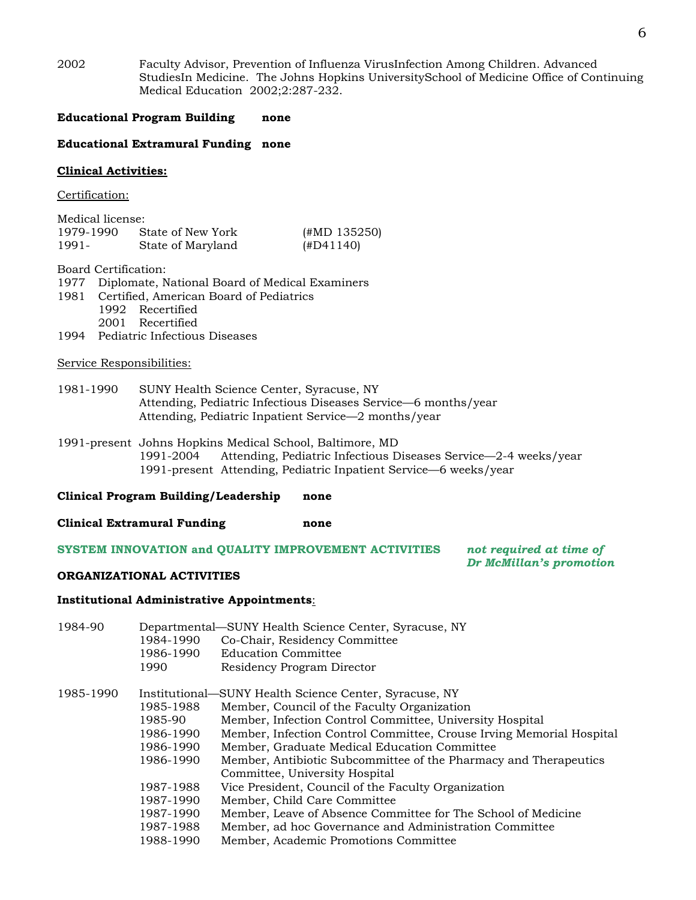2002 Faculty Advisor, Prevention of Influenza VirusInfection Among Children. Advanced StudiesIn Medicine. The Johns Hopkins UniversitySchool of Medicine Office of Continuing Medical Education 2002;2:287-232.

**Educational Program Building none**

**Educational Extramural Funding none**

**Clinical Activities:**

Certification:

Medical license:

| | | |
|---|---|---|
| 1979-1990 | State of New York | (#MD 135250) |
| 1991- | State of Maryland | (#D41140) |

Board Certification:

1977 Diplomate, National Board of Medical Examiners
1981 Certified, American Board of Pediatrics
- 1992 Recertified
- 2001 Recertified

1994 Pediatric Infectious Diseases

Service Responsibilities:

1981-1990 SUNY Health Science Center, Syracuse, NY
Attending, Pediatric Infectious Diseases Service—6 months/year
Attending, Pediatric Inpatient Service—2 months/year

1991-present Johns Hopkins Medical School, Baltimore, MD
- 1991-2004 Attending, Pediatric Infectious Diseases Service—2-4 weeks/year
- 1991-present Attending, Pediatric Inpatient Service—6 weeks/year

**Clinical Program Building/Leadership none**

**Clinical Extramural Funding none**

**SYSTEM INNOVATION and QUALITY IMPROVEMENT ACTIVITIES** ***not required at time of Dr McMillan's promotion***

**ORGANIZATIONAL ACTIVITIES**

**Institutional Administrative Appointments**:

1984-90 Departmental—SUNY Health Science Center, Syracuse, NY

| | |
|---|---|
| 1984-1990 | Co-Chair, Residency Committee |
| 1986-1990 | Education Committee |
| 1990 | Residency Program Director |

1985-1990 Institutional—SUNY Health Science Center, Syracuse, NY

| | |
|---|---|
| 1985-1988 | Member, Council of the Faculty Organization |
| 1985-90 | Member, Infection Control Committee, University Hospital |
| 1986-1990 | Member, Infection Control Committee, Crouse Irving Memorial Hospital |
| 1986-1990 | Member, Graduate Medical Education Committee |
| 1986-1990 | Member, Antibiotic Subcommittee of the Pharmacy and Therapeutics Committee, University Hospital |
| 1987-1988 | Vice President, Council of the Faculty Organization |
| 1987-1990 | Member, Child Care Committee |
| 1987-1990 | Member, Leave of Absence Committee for The School of Medicine |
| 1987-1988 | Member, ad hoc Governance and Administration Committee |
| 1988-1990 | Member, Academic Promotions Committee |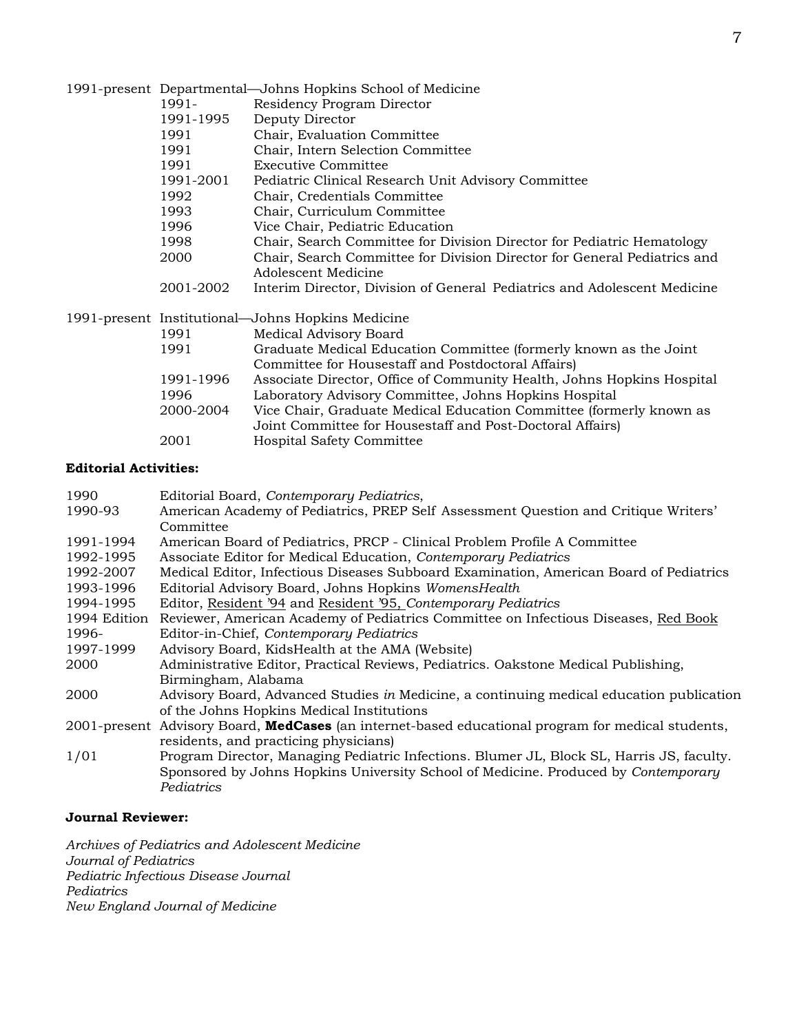1991-present Departmental—Johns Hopkins School of Medicine

| | |
|---|---|
| 1991- | Residency Program Director |
| 1991-1995 | Deputy Director |
| 1991 | Chair, Evaluation Committee |
| 1991 | Chair, Intern Selection Committee |
| 1991 | Executive Committee |
| 1991-2001 | Pediatric Clinical Research Unit Advisory Committee |
| 1992 | Chair, Credentials Committee |
| 1993 | Chair, Curriculum Committee |
| 1996 | Vice Chair, Pediatric Education |
| 1998 | Chair, Search Committee for Division Director for Pediatric Hematology |
| 2000 | Chair, Search Committee for Division Director for General Pediatrics and Adolescent Medicine |
| 2001-2002 | Interim Director, Division of General Pediatrics and Adolescent Medicine |

1991-present Institutional—Johns Hopkins Medicine

| | |
|---|---|
| 1991 | Medical Advisory Board |
| 1991 | Graduate Medical Education Committee (formerly known as the Joint Committee for Housestaff and Postdoctoral Affairs) |
| 1991-1996 | Associate Director, Office of Community Health, Johns Hopkins Hospital |
| 1996 | Laboratory Advisory Committee, Johns Hopkins Hospital |
| 2000-2004 | Vice Chair, Graduate Medical Education Committee (formerly known as Joint Committee for Housestaff and Post-Doctoral Affairs) |
| 2001 | Hospital Safety Committee |

**Editorial Activities:**

| | |
|---|---|
| 1990 | Editorial Board, *Contemporary Pediatrics*, |
| 1990-93 | American Academy of Pediatrics, PREP Self Assessment Question and Critique Writers' Committee |
| 1991-1994 | American Board of Pediatrics, PRCP - Clinical Problem Profile A Committee |
| 1992-1995 | Associate Editor for Medical Education, *Contemporary Pediatrics* |
| 1992-2007 | Medical Editor, Infectious Diseases Subboard Examination, American Board of Pediatrics |
| 1993-1996 | Editorial Advisory Board, Johns Hopkins *WomensHealth* |
| 1994-1995 | Editor, <u>Resident '94</u> and <u>Resident '95,</u> *Contemporary Pediatrics* |
| 1994 Edition | Reviewer, American Academy of Pediatrics Committee on Infectious Diseases, <u>Red Book</u> |
| 1996- | Editor-in-Chief, *Contemporary Pediatrics* |
| 1997-1999 | Advisory Board, KidsHealth at the AMA (Website) |
| 2000 | Administrative Editor, Practical Reviews, Pediatrics. Oakstone Medical Publishing, Birmingham, Alabama |
| 2000 | Advisory Board, Advanced Studies *in* Medicine, a continuing medical education publication of the Johns Hopkins Medical Institutions |
| 2001-present | Advisory Board, **MedCases** (an internet-based educational program for medical students, residents, and practicing physicians) |
| 1/01 | Program Director, Managing Pediatric Infections. Blumer JL, Block SL, Harris JS, faculty. Sponsored by Johns Hopkins University School of Medicine. Produced by *Contemporary Pediatrics* |

**Journal Reviewer:**

*Archives of Pediatrics and Adolescent Medicine*
*Journal of Pediatrics*
*Pediatric Infectious Disease Journal*
*Pediatrics*
*New England Journal of Medicine*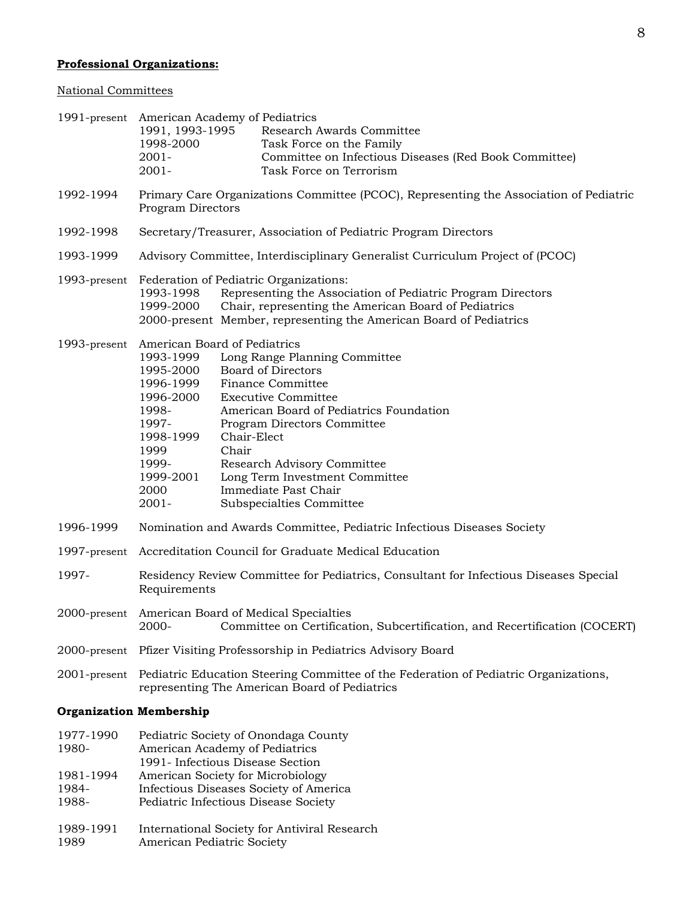**Professional Organizations:**

National Committees

1991-present American Academy of Pediatrics
- 1991, 1993-1995 Research Awards Committee
- 1998-2000 Task Force on the Family
- 2001- Committee on Infectious Diseases (Red Book Committee)
- 2001- Task Force on Terrorism

1992-1994 Primary Care Organizations Committee (PCOC), Representing the Association of Pediatric Program Directors

1992-1998 Secretary/Treasurer, Association of Pediatric Program Directors

1993-1999 Advisory Committee, Interdisciplinary Generalist Curriculum Project of (PCOC)

1993-present Federation of Pediatric Organizations:
- 1993-1998 Representing the Association of Pediatric Program Directors
- 1999-2000 Chair, representing the American Board of Pediatrics
- 2000-present Member, representing the American Board of Pediatrics

1993-present American Board of Pediatrics
- 1993-1999 Long Range Planning Committee
- 1995-2000 Board of Directors
- 1996-1999 Finance Committee
- 1996-2000 Executive Committee
- 1998- American Board of Pediatrics Foundation
- 1997- Program Directors Committee
- 1998-1999 Chair-Elect
- 1999 Chair
- 1999- Research Advisory Committee
- 1999-2001 Long Term Investment Committee
- 2000 Immediate Past Chair
- 2001- Subspecialties Committee

1996-1999 Nomination and Awards Committee, Pediatric Infectious Diseases Society

1997-present Accreditation Council for Graduate Medical Education

1997- Residency Review Committee for Pediatrics, Consultant for Infectious Diseases Special Requirements

2000-present American Board of Medical Specialties
- 2000- Committee on Certification, Subcertification, and Recertification (COCERT)

2000-present Pfizer Visiting Professorship in Pediatrics Advisory Board

2001-present Pediatric Education Steering Committee of the Federation of Pediatric Organizations, representing The American Board of Pediatrics

**Organization Membership**

1977-1990 Pediatric Society of Onondaga County
1980- American Academy of Pediatrics
  1991- Infectious Disease Section
1981-1994 American Society for Microbiology
1984- Infectious Diseases Society of America
1988- Pediatric Infectious Disease Society

1989-1991 International Society for Antiviral Research
1989 American Pediatric Society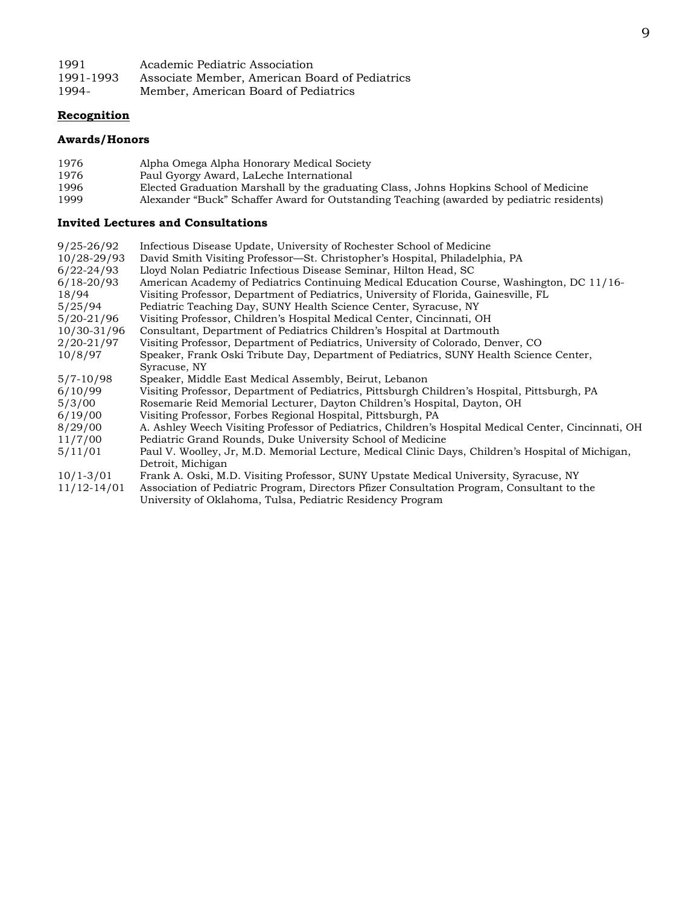1991 Academic Pediatric Association
1991-1993 Associate Member, American Board of Pediatrics
1994- Member, American Board of Pediatrics

## **Recognition**

### Awards/Honors

| | |
|---|---|
| 1976 | Alpha Omega Alpha Honorary Medical Society |
| 1976 | Paul Gyorgy Award, LaLeche International |
| 1996 | Elected Graduation Marshall by the graduating Class, Johns Hopkins School of Medicine |
| 1999 | Alexander "Buck" Schaffer Award for Outstanding Teaching (awarded by pediatric residents) |

### Invited Lectures and Consultations

| | |
|---|---|
| 9/25-26/92 | Infectious Disease Update, University of Rochester School of Medicine |
| 10/28-29/93 | David Smith Visiting Professor—St. Christopher's Hospital, Philadelphia, PA |
| 6/22-24/93 | Lloyd Nolan Pediatric Infectious Disease Seminar, Hilton Head, SC |
| 6/18-20/93 | American Academy of Pediatrics Continuing Medical Education Course, Washington, DC 11/16- |
| 18/94 | Visiting Professor, Department of Pediatrics, University of Florida, Gainesville, FL |
| 5/25/94 | Pediatric Teaching Day, SUNY Health Science Center, Syracuse, NY |
| 5/20-21/96 | Visiting Professor, Children's Hospital Medical Center, Cincinnati, OH |
| 10/30-31/96 | Consultant, Department of Pediatrics Children's Hospital at Dartmouth |
| 2/20-21/97 | Visiting Professor, Department of Pediatrics, University of Colorado, Denver, CO |
| 10/8/97 | Speaker, Frank Oski Tribute Day, Department of Pediatrics, SUNY Health Science Center, Syracuse, NY |
| 5/7-10/98 | Speaker, Middle East Medical Assembly, Beirut, Lebanon |
| 6/10/99 | Visiting Professor, Department of Pediatrics, Pittsburgh Children's Hospital, Pittsburgh, PA |
| 5/3/00 | Rosemarie Reid Memorial Lecturer, Dayton Children's Hospital, Dayton, OH |
| 6/19/00 | Visiting Professor, Forbes Regional Hospital, Pittsburgh, PA |
| 8/29/00 | A. Ashley Weech Visiting Professor of Pediatrics, Children's Hospital Medical Center, Cincinnati, OH |
| 11/7/00 | Pediatric Grand Rounds, Duke University School of Medicine |
| 5/11/01 | Paul V. Woolley, Jr, M.D. Memorial Lecture, Medical Clinic Days, Children's Hospital of Michigan, Detroit, Michigan |
| 10/1-3/01 | Frank A. Oski, M.D. Visiting Professor, SUNY Upstate Medical University, Syracuse, NY |
| 11/12-14/01 | Association of Pediatric Program, Directors Pfizer Consultation Program, Consultant to the University of Oklahoma, Tulsa, Pediatric Residency Program |